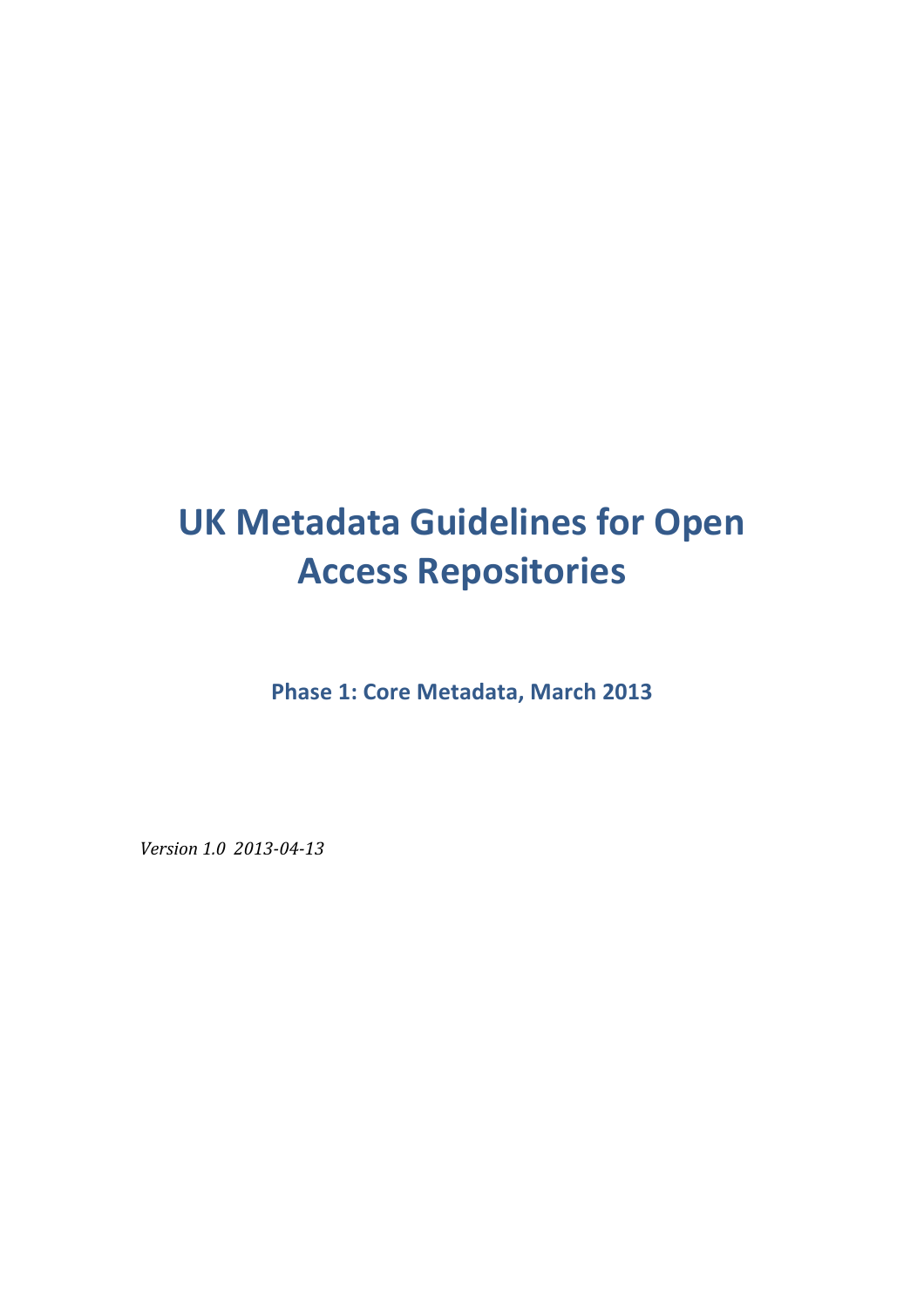# UK Metadata Guidelines for Open Access Repositories

**Phase 1: Core Metadata, March 2013**

*Version 1.0 2013-04-13*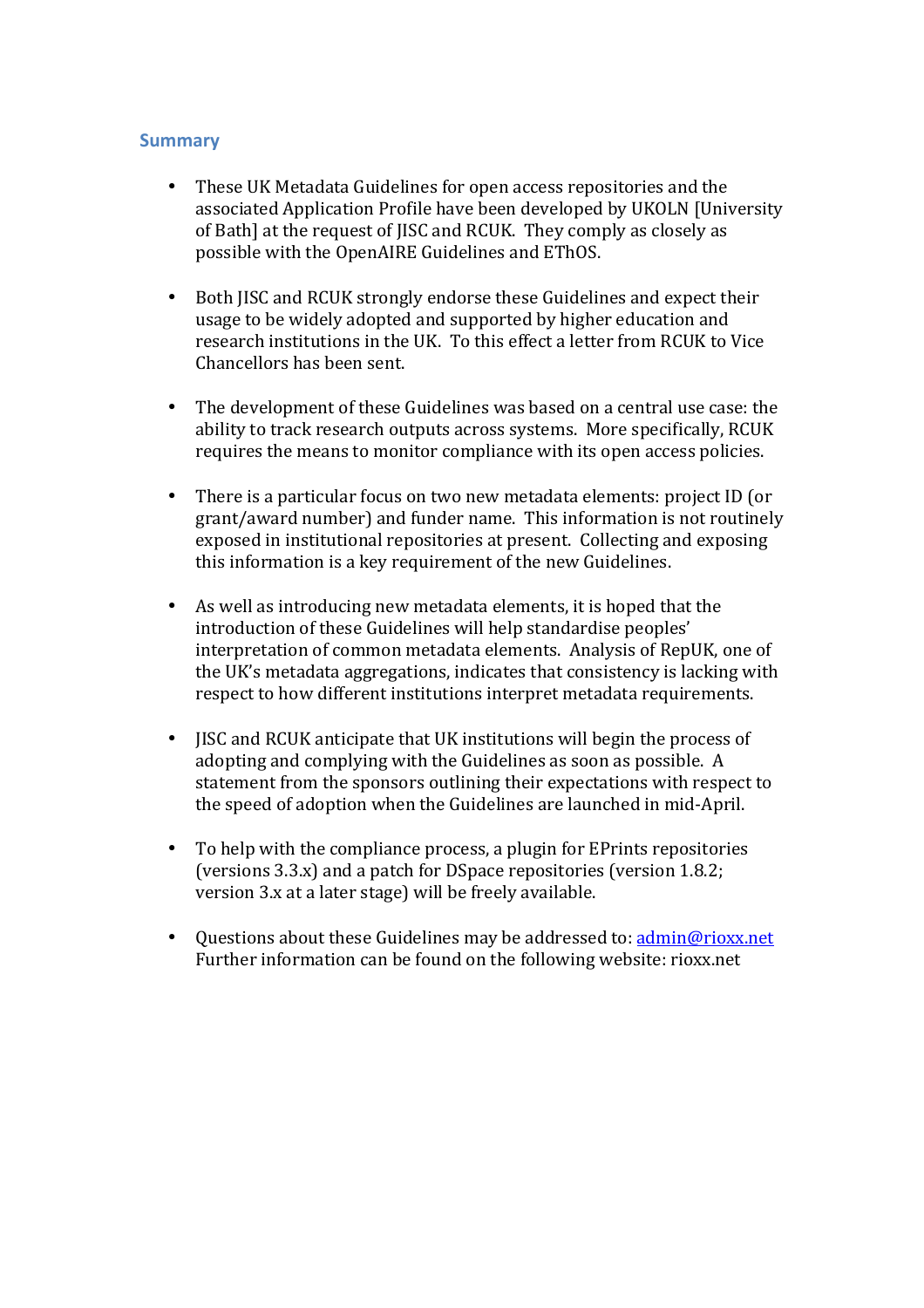## Summary

- These UK Metadata Guidelines for open access repositories and the associated Application Profile have been developed by UKOLN [University of Bath] at the request of JISC and RCUK. They comply as closely as possible with the OpenAIRE Guidelines and EThOS.

- Both JISC and RCUK strongly endorse these Guidelines and expect their usage to be widely adopted and supported by higher education and research institutions in the UK. To this effect a letter from RCUK to Vice Chancellors has been sent.

- The development of these Guidelines was based on a central use case: the ability to track research outputs across systems. More specifically, RCUK requires the means to monitor compliance with its open access policies.

- There is a particular focus on two new metadata elements: project ID (or grant/award number) and funder name. This information is not routinely exposed in institutional repositories at present. Collecting and exposing this information is a key requirement of the new Guidelines.

- As well as introducing new metadata elements, it is hoped that the introduction of these Guidelines will help standardise peoples' interpretation of common metadata elements. Analysis of RepUK, one of the UK's metadata aggregations, indicates that consistency is lacking with respect to how different institutions interpret metadata requirements.

- JISC and RCUK anticipate that UK institutions will begin the process of adopting and complying with the Guidelines as soon as possible. A statement from the sponsors outlining their expectations with respect to the speed of adoption when the Guidelines are launched in mid-April.

- To help with the compliance process, a plugin for EPrints repositories (versions 3.3.x) and a patch for DSpace repositories (version 1.8.2; version 3.x at a later stage) will be freely available.

- Questions about these Guidelines may be addressed to: admin@rioxx.net
  Further information can be found on the following website: rioxx.net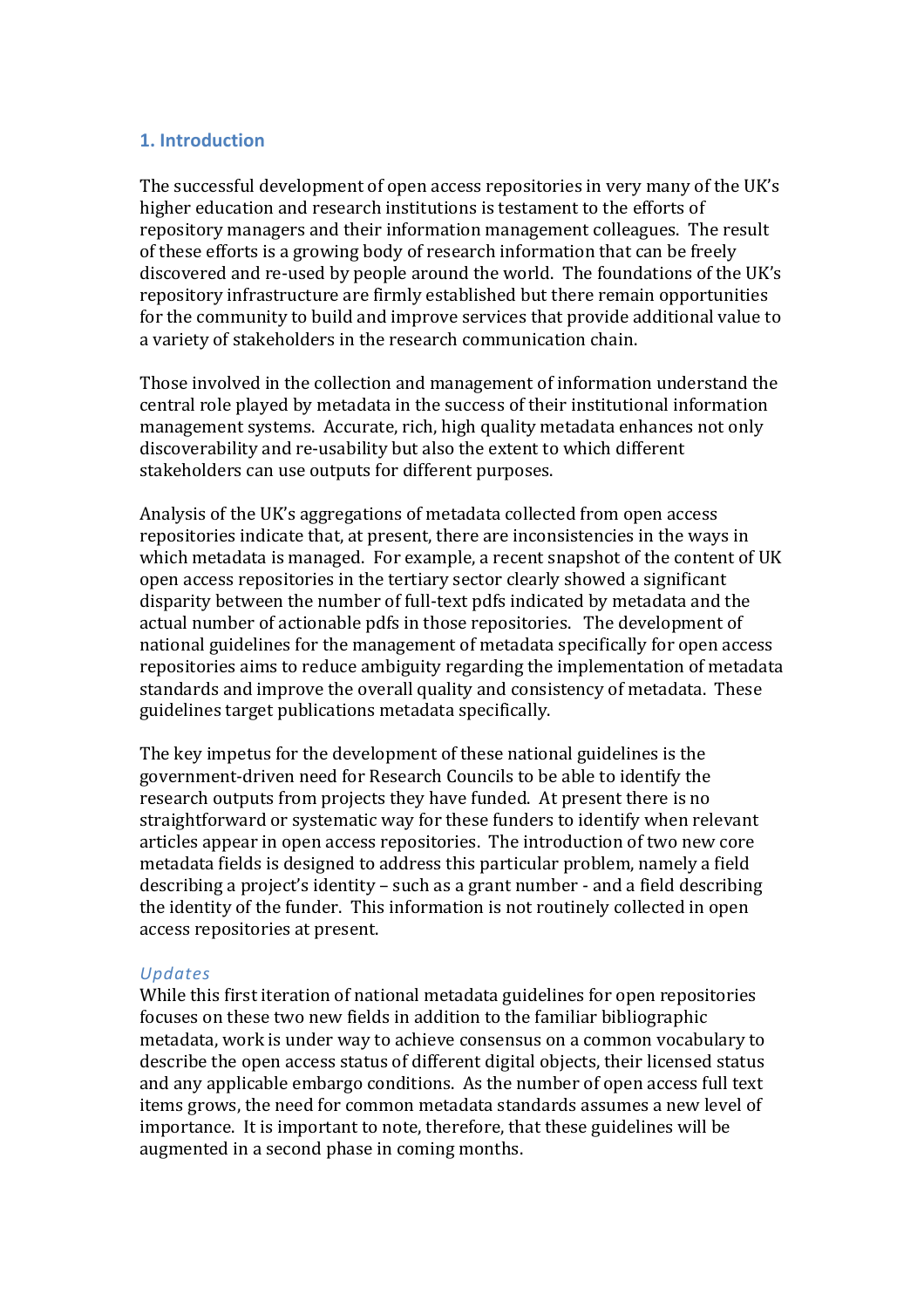## 1. Introduction

The successful development of open access repositories in very many of the UK's higher education and research institutions is testament to the efforts of repository managers and their information management colleagues. The result of these efforts is a growing body of research information that can be freely discovered and re-used by people around the world. The foundations of the UK's repository infrastructure are firmly established but there remain opportunities for the community to build and improve services that provide additional value to a variety of stakeholders in the research communication chain.

Those involved in the collection and management of information understand the central role played by metadata in the success of their institutional information management systems. Accurate, rich, high quality metadata enhances not only discoverability and re-usability but also the extent to which different stakeholders can use outputs for different purposes.

Analysis of the UK's aggregations of metadata collected from open access repositories indicate that, at present, there are inconsistencies in the ways in which metadata is managed. For example, a recent snapshot of the content of UK open access repositories in the tertiary sector clearly showed a significant disparity between the number of full-text pdfs indicated by metadata and the actual number of actionable pdfs in those repositories. The development of national guidelines for the management of metadata specifically for open access repositories aims to reduce ambiguity regarding the implementation of metadata standards and improve the overall quality and consistency of metadata. These guidelines target publications metadata specifically.

The key impetus for the development of these national guidelines is the government-driven need for Research Councils to be able to identify the research outputs from projects they have funded. At present there is no straightforward or systematic way for these funders to identify when relevant articles appear in open access repositories. The introduction of two new core metadata fields is designed to address this particular problem, namely a field describing a project's identity – such as a grant number - and a field describing the identity of the funder. This information is not routinely collected in open access repositories at present.

*Updates*

While this first iteration of national metadata guidelines for open repositories focuses on these two new fields in addition to the familiar bibliographic metadata, work is under way to achieve consensus on a common vocabulary to describe the open access status of different digital objects, their licensed status and any applicable embargo conditions. As the number of open access full text items grows, the need for common metadata standards assumes a new level of importance. It is important to note, therefore, that these guidelines will be augmented in a second phase in coming months.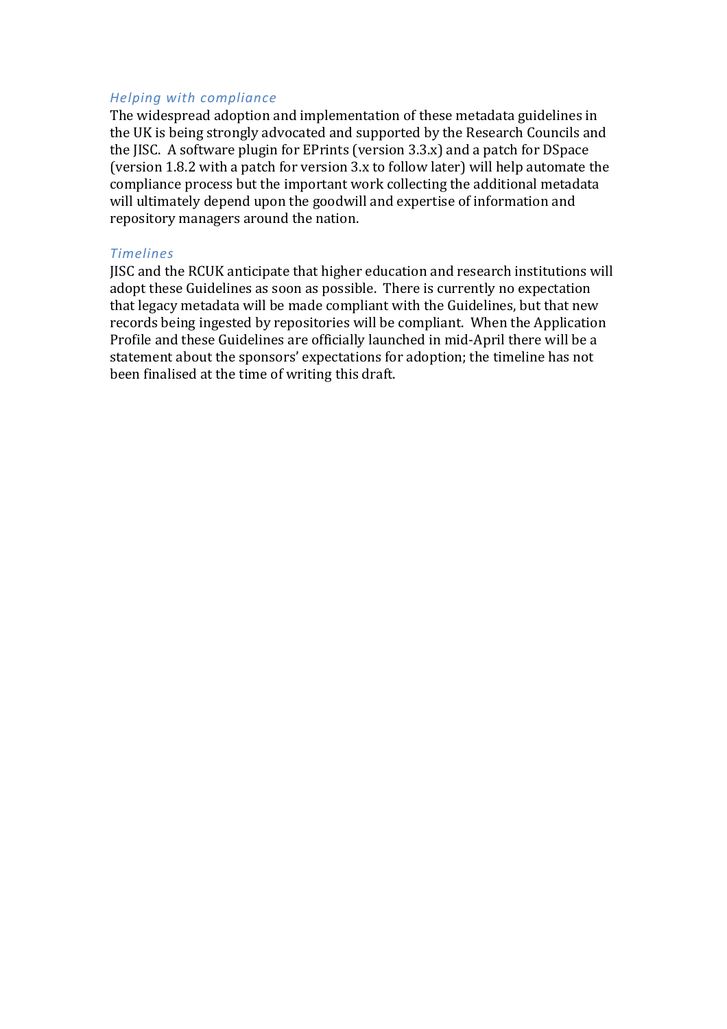### *Helping with compliance*

The widespread adoption and implementation of these metadata guidelines in the UK is being strongly advocated and supported by the Research Councils and the JISC. A software plugin for EPrints (version 3.3.x) and a patch for DSpace (version 1.8.2 with a patch for version 3.x to follow later) will help automate the compliance process but the important work collecting the additional metadata will ultimately depend upon the goodwill and expertise of information and repository managers around the nation.

### *Timelines*

JISC and the RCUK anticipate that higher education and research institutions will adopt these Guidelines as soon as possible. There is currently no expectation that legacy metadata will be made compliant with the Guidelines, but that new records being ingested by repositories will be compliant. When the Application Profile and these Guidelines are officially launched in mid-April there will be a statement about the sponsors' expectations for adoption; the timeline has not been finalised at the time of writing this draft.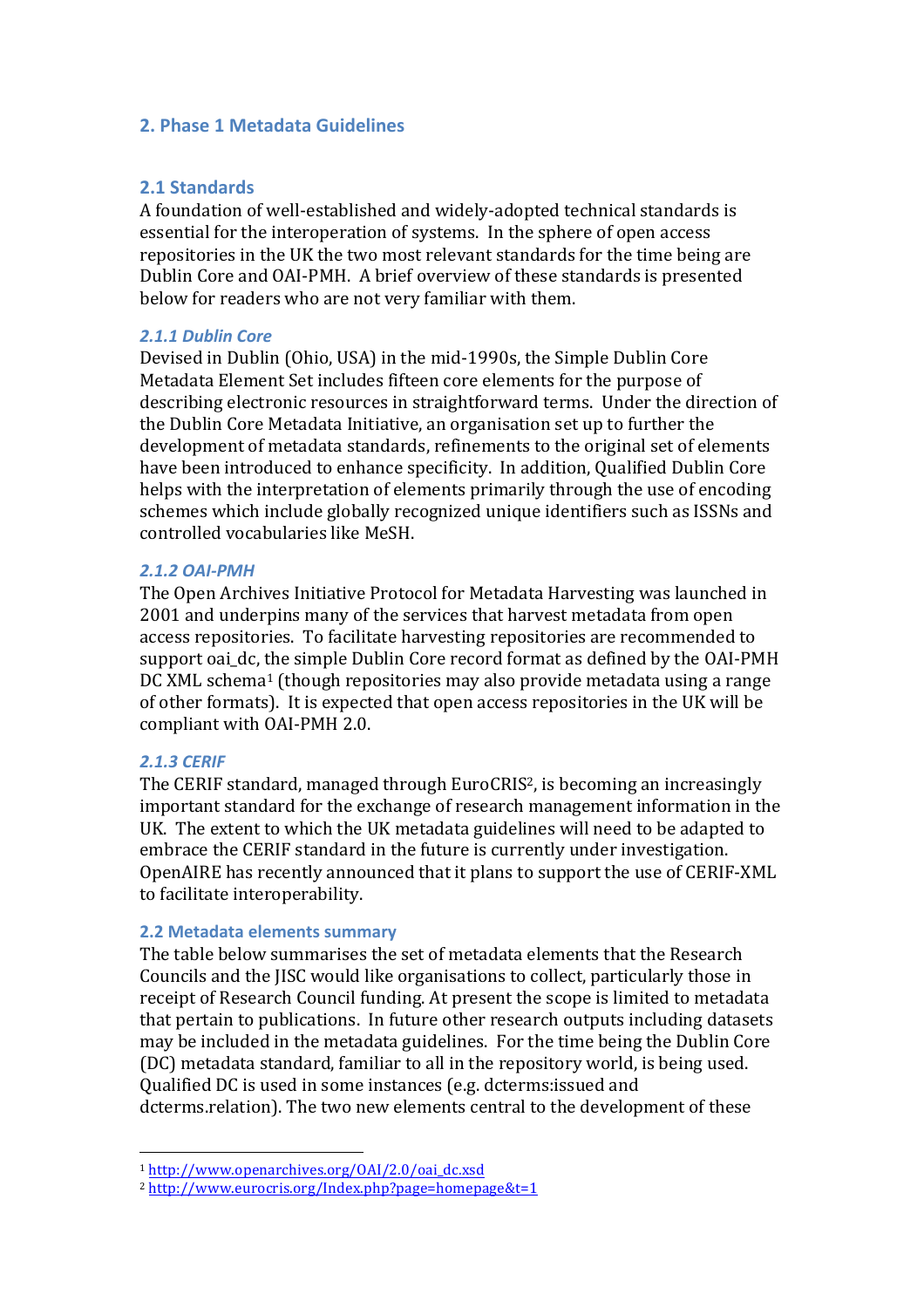## 2. Phase 1 Metadata Guidelines

### 2.1 Standards

A foundation of well-established and widely-adopted technical standards is essential for the interoperation of systems. In the sphere of open access repositories in the UK the two most relevant standards for the time being are Dublin Core and OAI-PMH. A brief overview of these standards is presented below for readers who are not very familiar with them.

#### *2.1.1 Dublin Core*

Devised in Dublin (Ohio, USA) in the mid-1990s, the Simple Dublin Core Metadata Element Set includes fifteen core elements for the purpose of describing electronic resources in straightforward terms. Under the direction of the Dublin Core Metadata Initiative, an organisation set up to further the development of metadata standards, refinements to the original set of elements have been introduced to enhance specificity. In addition, Qualified Dublin Core helps with the interpretation of elements primarily through the use of encoding schemes which include globally recognized unique identifiers such as ISSNs and controlled vocabularies like MeSH.

#### *2.1.2 OAI-PMH*

The Open Archives Initiative Protocol for Metadata Harvesting was launched in 2001 and underpins many of the services that harvest metadata from open access repositories. To facilitate harvesting repositories are recommended to support oai_dc, the simple Dublin Core record format as defined by the OAI-PMH DC XML schema[1] (though repositories may also provide metadata using a range of other formats). It is expected that open access repositories in the UK will be compliant with OAI-PMH 2.0.

#### *2.1.3 CERIF*

The CERIF standard, managed through EuroCRIS[2], is becoming an increasingly important standard for the exchange of research management information in the UK. The extent to which the UK metadata guidelines will need to be adapted to embrace the CERIF standard in the future is currently under investigation. OpenAIRE has recently announced that it plans to support the use of CERIF-XML to facilitate interoperability.

### 2.2 Metadata elements summary

The table below summarises the set of metadata elements that the Research Councils and the JISC would like organisations to collect, particularly those in receipt of Research Council funding. At present the scope is limited to metadata that pertain to publications. In future other research outputs including datasets may be included in the metadata guidelines. For the time being the Dublin Core (DC) metadata standard, familiar to all in the repository world, is being used. Qualified DC is used in some instances (e.g. dcterms:issued and dcterms.relation). The two new elements central to the development of these

---

[1] http://www.openarchives.org/OAI/2.0/oai_dc.xsd

[2] http://www.eurocris.org/Index.php?page=homepage&t=1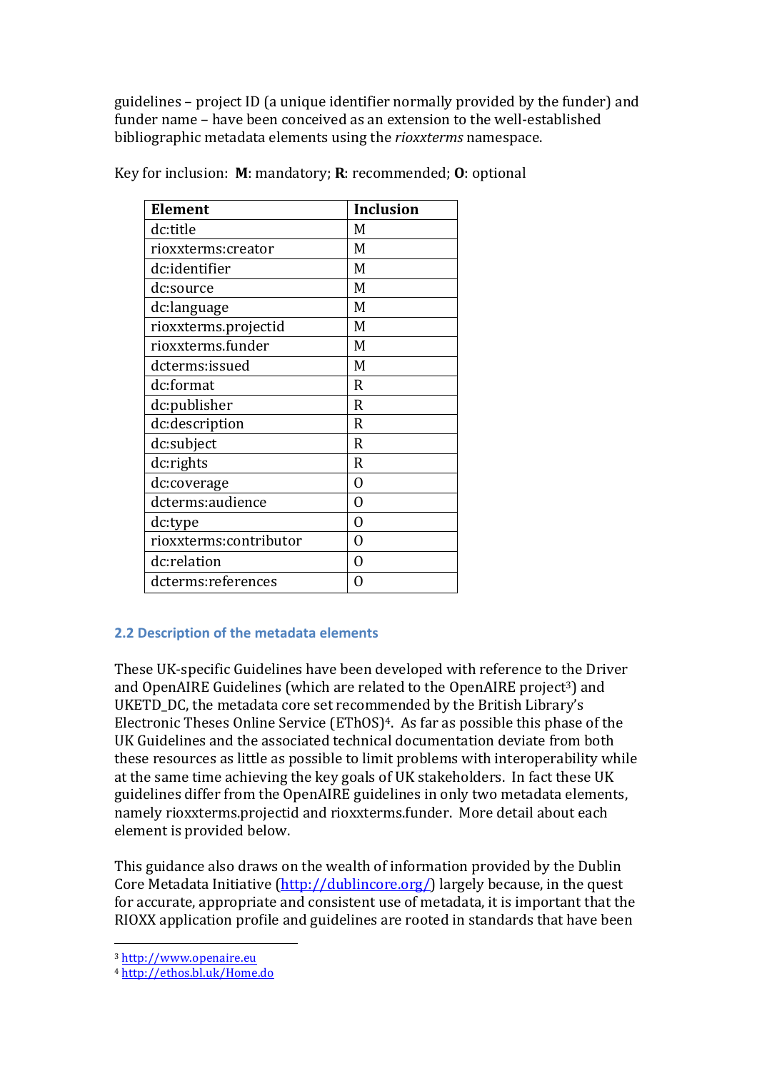guidelines – project ID (a unique identifier normally provided by the funder) and funder name – have been conceived as an extension to the well-established bibliographic metadata elements using the *rioxxterms* namespace.

Key for inclusion: **M**: mandatory; **R**: recommended; **O**: optional

| **Element** | **Inclusion** |
|---|---|
| dc:title | M |
| rioxxterms:creator | M |
| dc:identifier | M |
| dc:source | M |
| dc:language | M |
| rioxxterms.projectid | M |
| rioxxterms.funder | M |
| dcterms:issued | M |
| dc:format | R |
| dc:publisher | R |
| dc:description | R |
| dc:subject | R |
| dc:rights | R |
| dc:coverage | O |
| dcterms:audience | O |
| dc:type | O |
| rioxxterms:contributor | O |
| dc:relation | O |
| dcterms:references | O |

## 2.2 Description of the metadata elements

These UK-specific Guidelines have been developed with reference to the Driver and OpenAIRE Guidelines (which are related to the OpenAIRE project[3]) and UKETD_DC, the metadata core set recommended by the British Library's Electronic Theses Online Service (EThOS)[4]. As far as possible this phase of the UK Guidelines and the associated technical documentation deviate from both these resources as little as possible to limit problems with interoperability while at the same time achieving the key goals of UK stakeholders. In fact these UK guidelines differ from the OpenAIRE guidelines in only two metadata elements, namely rioxxterms.projectid and rioxxterms.funder. More detail about each element is provided below.

This guidance also draws on the wealth of information provided by the Dublin Core Metadata Initiative (http://dublincore.org/) largely because, in the quest for accurate, appropriate and consistent use of metadata, it is important that the RIOXX application profile and guidelines are rooted in standards that have been

[3] http://www.openaire.eu

[4] http://ethos.bl.uk/Home.do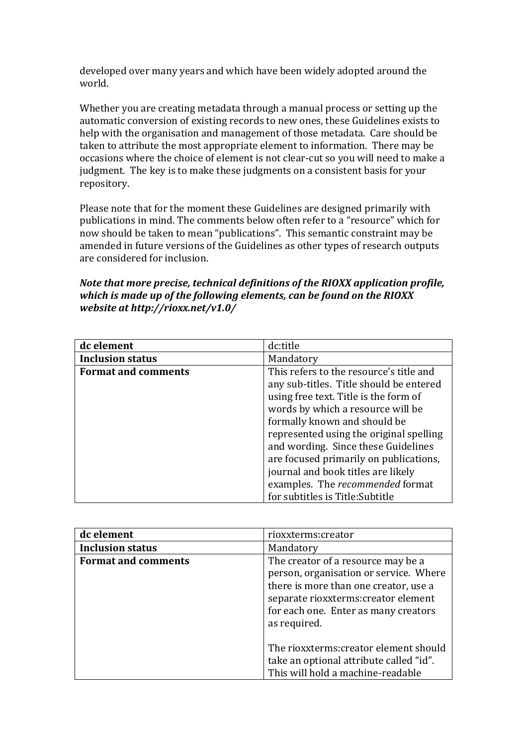developed over many years and which have been widely adopted around the world.

Whether you are creating metadata through a manual process or setting up the automatic conversion of existing records to new ones, these Guidelines exists to help with the organisation and management of those metadata. Care should be taken to attribute the most appropriate element to information. There may be occasions where the choice of element is not clear-cut so you will need to make a judgment. The key is to make these judgments on a consistent basis for your repository.

Please note that for the moment these Guidelines are designed primarily with publications in mind. The comments below often refer to a "resource" which for now should be taken to mean "publications". This semantic constraint may be amended in future versions of the Guidelines as other types of research outputs are considered for inclusion.

***Note that more precise, technical definitions of the RIOXX application profile, which is made up of the following elements, can be found on the RIOXX website at http://rioxx.net/v1.0/***

| **dc element** | dc:title |
|---|---|
| **Inclusion status** | Mandatory |
| **Format and comments** | This refers to the resource's title and any sub-titles. Title should be entered using free text. Title is the form of words by which a resource will be formally known and should be represented using the original spelling and wording. Since these Guidelines are focused primarily on publications, journal and book titles are likely examples. The *recommended* format for subtitles is Title:Subtitle |

| **dc element** | rioxxterms:creator |
|---|---|
| **Inclusion status** | Mandatory |
| **Format and comments** | The creator of a resource may be a person, organisation or service. Where there is more than one creator, use a separate rioxxterms:creator element for each one. Enter as many creators as required.<br><br>The rioxxterms:creator element should take an optional attribute called "id". This will hold a machine-readable |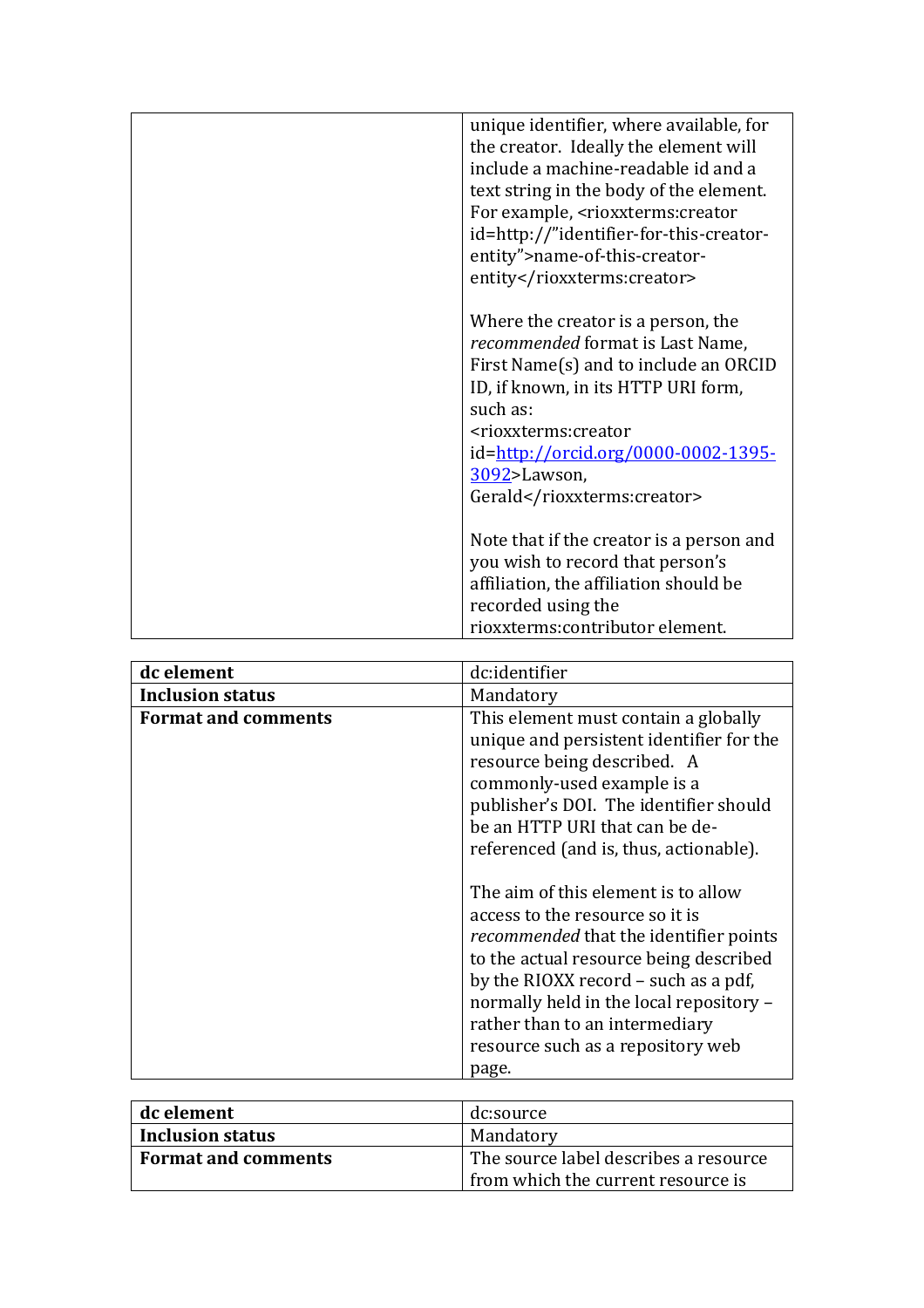| | |
|---|---|
| | unique identifier, where available, for the creator. Ideally the element will include a machine-readable id and a text string in the body of the element. For example, <rioxxterms:creator id=http://"identifier-for-this-creator-entity">name-of-this-creator-entity</rioxxterms:creator><br><br>Where the creator is a person, the *recommended* format is Last Name, First Name(s) and to include an ORCID ID, if known, in its HTTP URI form, such as:<br><rioxxterms:creator id=[http://orcid.org/0000-0002-1395-3092](http://orcid.org/0000-0002-1395-3092)>Lawson, Gerald</rioxxterms:creator><br><br>Note that if the creator is a person and you wish to record that person's affiliation, the affiliation should be recorded using the rioxxterms:contributor element. |

| **dc element** | dc:identifier |
|---|---|
| **Inclusion status** | Mandatory |
| **Format and comments** | This element must contain a globally unique and persistent identifier for the resource being described. A commonly-used example is a publisher's DOI. The identifier should be an HTTP URI that can be de-referenced (and is, thus, actionable).<br><br>The aim of this element is to allow access to the resource so it is *recommended* that the identifier points to the actual resource being described by the RIOXX record – such as a pdf, normally held in the local repository – rather than to an intermediary resource such as a repository web page. |

| **dc element** | dc:source |
|---|---|
| **Inclusion status** | Mandatory |
| **Format and comments** | The source label describes a resource from which the current resource is |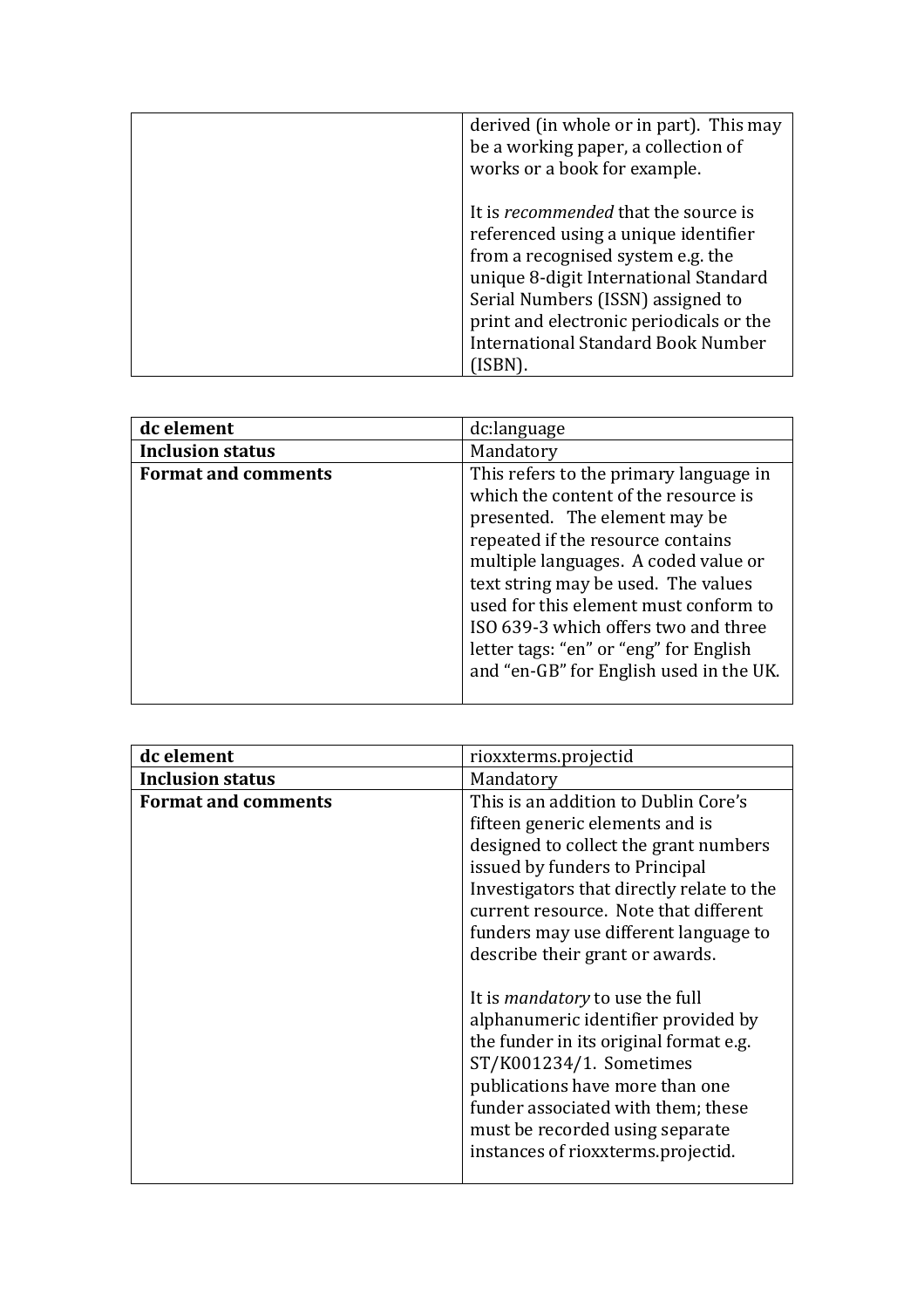| | |
|---|---|
| | derived (in whole or in part). This may be a working paper, a collection of works or a book for example.<br><br>It is *recommended* that the source is referenced using a unique identifier from a recognised system e.g. the unique 8-digit International Standard Serial Numbers (ISSN) assigned to print and electronic periodicals or the International Standard Book Number (ISBN). |

| **dc element** | dc:language |
|---|---|
| **Inclusion status** | Mandatory |
| **Format and comments** | This refers to the primary language in which the content of the resource is presented. The element may be repeated if the resource contains multiple languages. A coded value or text string may be used. The values used for this element must conform to ISO 639-3 which offers two and three letter tags: "en" or "eng" for English and "en-GB" for English used in the UK. |

| **dc element** | rioxxterms.projectid |
|---|---|
| **Inclusion status** | Mandatory |
| **Format and comments** | This is an addition to Dublin Core's fifteen generic elements and is designed to collect the grant numbers issued by funders to Principal Investigators that directly relate to the current resource. Note that different funders may use different language to describe their grant or awards.<br><br>It is *mandatory* to use the full alphanumeric identifier provided by the funder in its original format e.g. ST/K001234/1. Sometimes publications have more than one funder associated with them; these must be recorded using separate instances of rioxxterms.projectid. |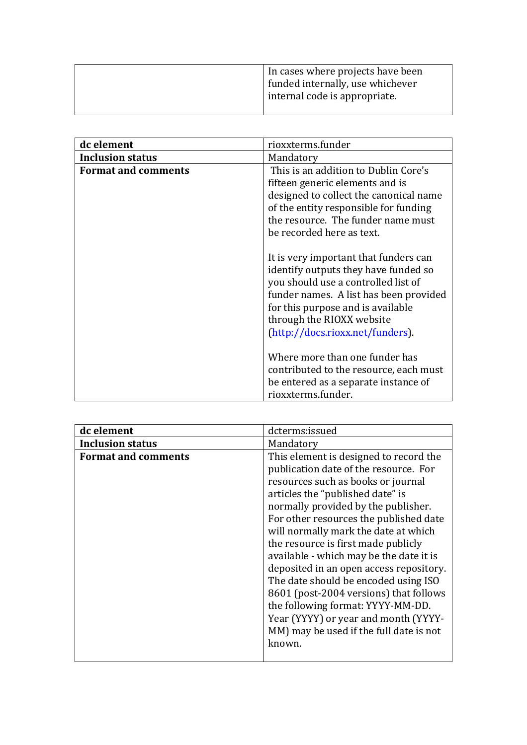|  | In cases where projects have been funded internally, use whichever internal code is appropriate. |
|---|---|

| dc element | rioxxterms.funder |
|---|---|
| Inclusion status | Mandatory |
| Format and comments | This is an addition to Dublin Core's fifteen generic elements and is designed to collect the canonical name of the entity responsible for funding the resource. The funder name must be recorded here as text.<br><br>It is very important that funders can identify outputs they have funded so you should use a controlled list of funder names. A list has been provided for this purpose and is available through the RIOXX website (http://docs.rioxx.net/funders).<br><br>Where more than one funder has contributed to the resource, each must be entered as a separate instance of rioxxterms.funder. |

| dc element | dcterms:issued |
|---|---|
| Inclusion status | Mandatory |
| Format and comments | This element is designed to record the publication date of the resource. For resources such as books or journal articles the "published date" is normally provided by the publisher. For other resources the published date will normally mark the date at which the resource is first made publicly available - which may be the date it is deposited in an open access repository. The date should be encoded using ISO 8601 (post-2004 versions) that follows the following format: YYYY-MM-DD. Year (YYYY) or year and month (YYYY-MM) may be used if the full date is not known. |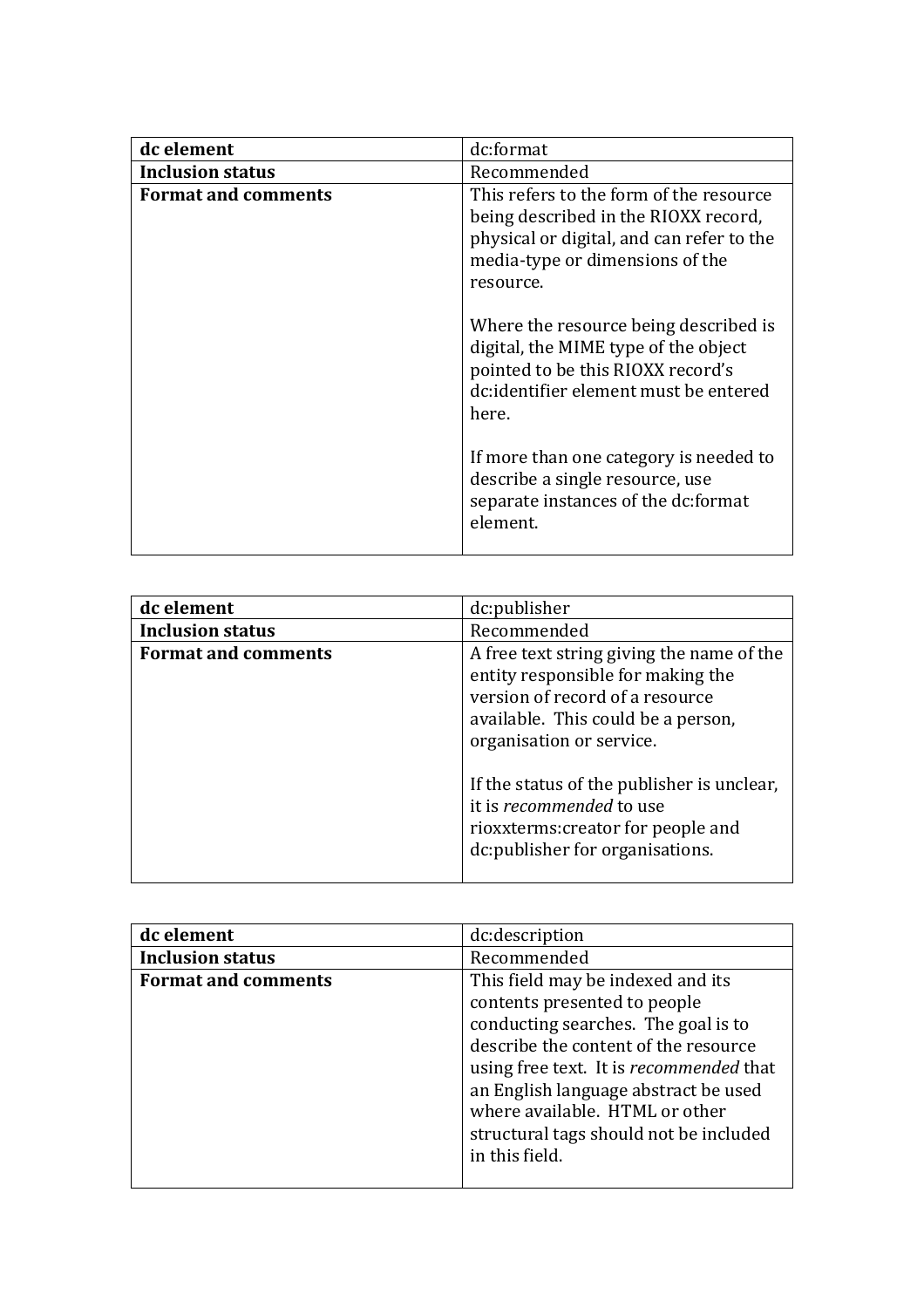| dc element | dc:format |
|---|---|
| **Inclusion status** | Recommended |
| **Format and comments** | This refers to the form of the resource being described in the RIOXX record, physical or digital, and can refer to the media-type or dimensions of the resource.<br><br>Where the resource being described is digital, the MIME type of the object pointed to be this RIOXX record's dc:identifier element must be entered here.<br><br>If more than one category is needed to describe a single resource, use separate instances of the dc:format element. |

| dc element | dc:publisher |
|---|---|
| **Inclusion status** | Recommended |
| **Format and comments** | A free text string giving the name of the entity responsible for making the version of record of a resource available. This could be a person, organisation or service.<br><br>If the status of the publisher is unclear, it is *recommended* to use rioxxterms:creator for people and dc:publisher for organisations. |

| dc element | dc:description |
|---|---|
| **Inclusion status** | Recommended |
| **Format and comments** | This field may be indexed and its contents presented to people conducting searches. The goal is to describe the content of the resource using free text. It is *recommended* that an English language abstract be used where available. HTML or other structural tags should not be included in this field. |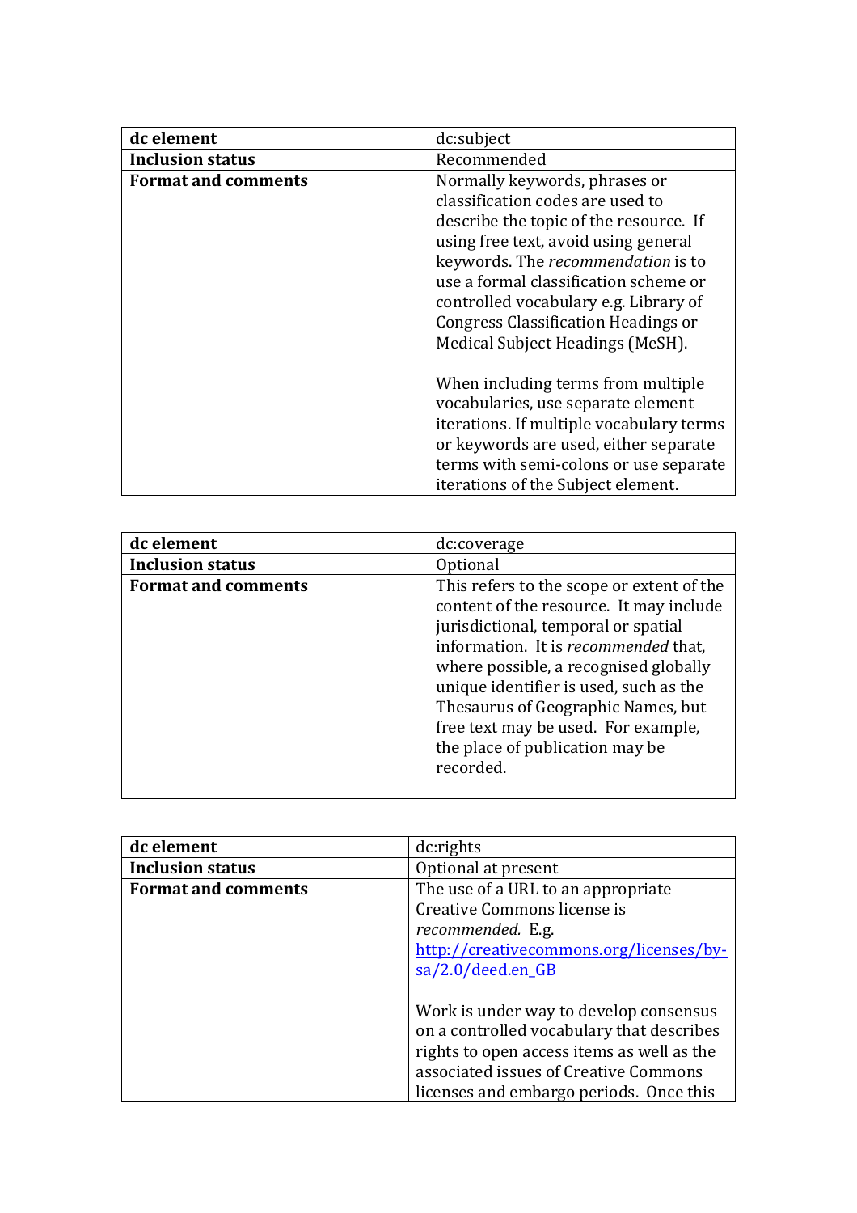| dc element | dc:subject |
|---|---|
| **Inclusion status** | Recommended |
| **Format and comments** | Normally keywords, phrases or classification codes are used to describe the topic of the resource. If using free text, avoid using general keywords. The *recommendation* is to use a formal classification scheme or controlled vocabulary e.g. Library of Congress Classification Headings or Medical Subject Headings (MeSH).<br><br>When including terms from multiple vocabularies, use separate element iterations. If multiple vocabulary terms or keywords are used, either separate terms with semi-colons or use separate iterations of the Subject element. |

| dc element | dc:coverage |
|---|---|
| **Inclusion status** | Optional |
| **Format and comments** | This refers to the scope or extent of the content of the resource. It may include jurisdictional, temporal or spatial information. It is *recommended* that, where possible, a recognised globally unique identifier is used, such as the Thesaurus of Geographic Names, but free text may be used. For example, the place of publication may be recorded. |

| dc element | dc:rights |
|---|---|
| **Inclusion status** | Optional at present |
| **Format and comments** | The use of a URL to an appropriate Creative Commons license is *recommended.* E.g. [http://creativecommons.org/licenses/by-sa/2.0/deed.en_GB](http://creativecommons.org/licenses/by-sa/2.0/deed.en_GB)<br><br>Work is under way to develop consensus on a controlled vocabulary that describes rights to open access items as well as the associated issues of Creative Commons licenses and embargo periods. Once this |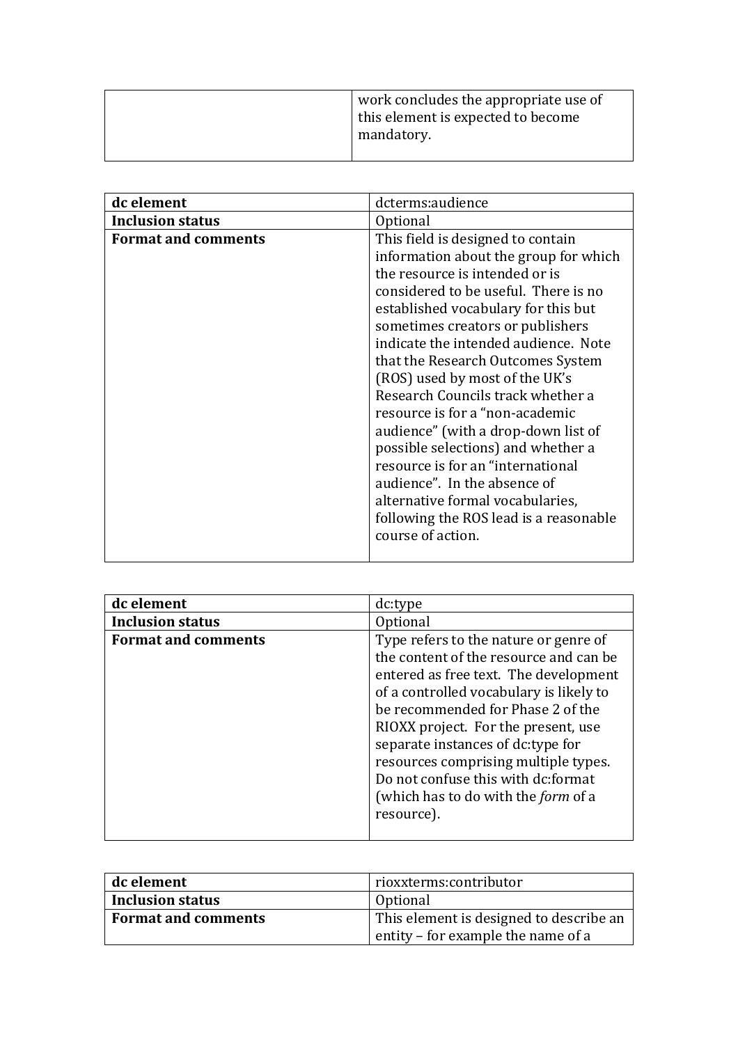| | |
|---|---|
| | work concludes the appropriate use of this element is expected to become mandatory. |

| **dc element** | dcterms:audience |
|---|---|
| **Inclusion status** | Optional |
| **Format and comments** | This field is designed to contain information about the group for which the resource is intended or is considered to be useful. There is no established vocabulary for this but sometimes creators or publishers indicate the intended audience. Note that the Research Outcomes System (ROS) used by most of the UK's Research Councils track whether a resource is for a "non-academic audience" (with a drop-down list of possible selections) and whether a resource is for an "international audience". In the absence of alternative formal vocabularies, following the ROS lead is a reasonable course of action. |

| **dc element** | dc:type |
|---|---|
| **Inclusion status** | Optional |
| **Format and comments** | Type refers to the nature or genre of the content of the resource and can be entered as free text. The development of a controlled vocabulary is likely to be recommended for Phase 2 of the RIOXX project. For the present, use separate instances of dc:type for resources comprising multiple types. Do not confuse this with dc:format (which has to do with the *form* of a resource). |

| **dc element** | rioxxterms:contributor |
|---|---|
| **Inclusion status** | Optional |
| **Format and comments** | This element is designed to describe an entity – for example the name of a |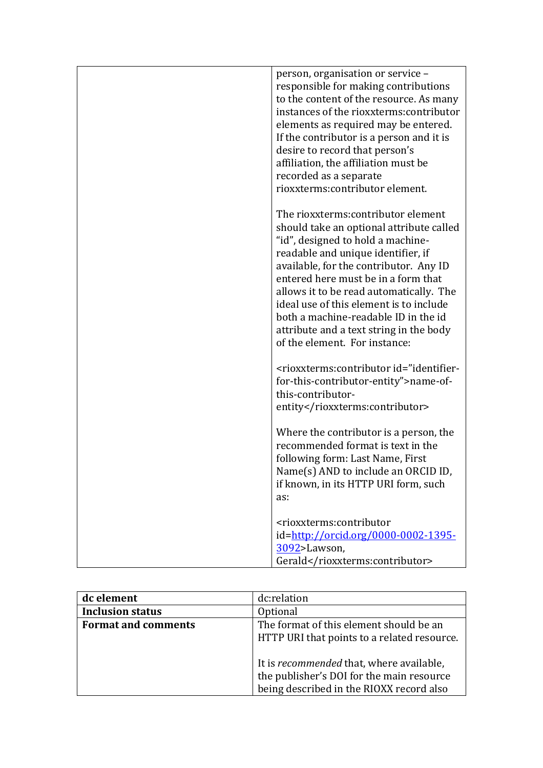| | |
|---|---|
| | person, organisation or service – responsible for making contributions to the content of the resource. As many instances of the rioxxterms:contributor elements as required may be entered. If the contributor is a person and it is desire to record that person's affiliation, the affiliation must be recorded as a separate rioxxterms:contributor element.<br><br>The rioxxterms:contributor element should take an optional attribute called "id", designed to hold a machine-readable and unique identifier, if available, for the contributor. Any ID entered here must be in a form that allows it to be read automatically. The ideal use of this element is to include both a machine-readable ID in the id attribute and a text string in the body of the element. For instance:<br><br><rioxxterms:contributor id="identifier-for-this-contributor-entity">name-of-this-contributor-entity</rioxxterms:contributor><br><br>Where the contributor is a person, the recommended format is text in the following form: Last Name, First Name(s) AND to include an ORCID ID, if known, in its HTTP URI form, such as:<br><br><rioxxterms:contributor id=http://orcid.org/0000-0002-1395-3092>Lawson, Gerald</rioxxterms:contributor> |

| **dc element** | dc:relation |
|---|---|
| **Inclusion status** | Optional |
| **Format and comments** | The format of this element should be an HTTP URI that points to a related resource.<br><br>It is *recommended* that, where available, the publisher's DOI for the main resource being described in the RIOXX record also |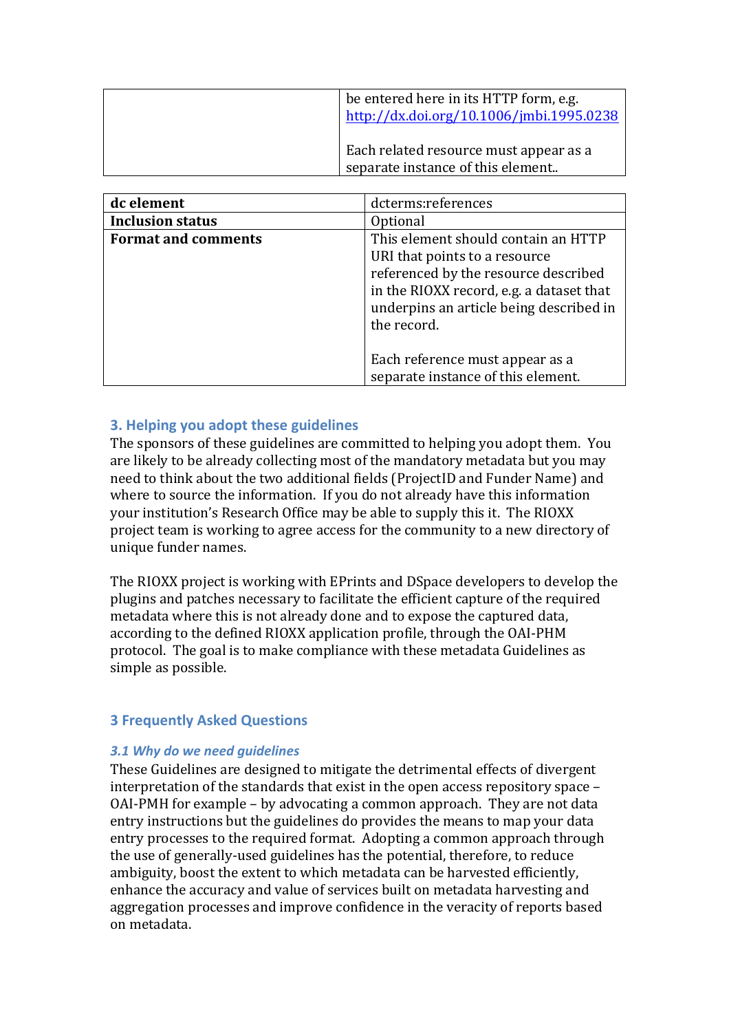| | |
|---|---|
| | be entered here in its HTTP form, e.g. http://dx.doi.org/10.1006/jmbi.1995.0238<br><br>Each related resource must appear as a separate instance of this element.. |

| **dc element** | dcterms:references |
|---|---|
| **Inclusion status** | Optional |
| **Format and comments** | This element should contain an HTTP URI that points to a resource referenced by the resource described in the RIOXX record, e.g. a dataset that underpins an article being described in the record.<br><br>Each reference must appear as a separate instance of this element. |

## 3. Helping you adopt these guidelines

The sponsors of these guidelines are committed to helping you adopt them. You are likely to be already collecting most of the mandatory metadata but you may need to think about the two additional fields (ProjectID and Funder Name) and where to source the information. If you do not already have this information your institution's Research Office may be able to supply this it. The RIOXX project team is working to agree access for the community to a new directory of unique funder names.

The RIOXX project is working with EPrints and DSpace developers to develop the plugins and patches necessary to facilitate the efficient capture of the required metadata where this is not already done and to expose the captured data, according to the defined RIOXX application profile, through the OAI-PHM protocol. The goal is to make compliance with these metadata Guidelines as simple as possible.

## 3 Frequently Asked Questions

### *3.1 Why do we need guidelines*

These Guidelines are designed to mitigate the detrimental effects of divergent interpretation of the standards that exist in the open access repository space – OAI-PMH for example – by advocating a common approach. They are not data entry instructions but the guidelines do provides the means to map your data entry processes to the required format. Adopting a common approach through the use of generally-used guidelines has the potential, therefore, to reduce ambiguity, boost the extent to which metadata can be harvested efficiently, enhance the accuracy and value of services built on metadata harvesting and aggregation processes and improve confidence in the veracity of reports based on metadata.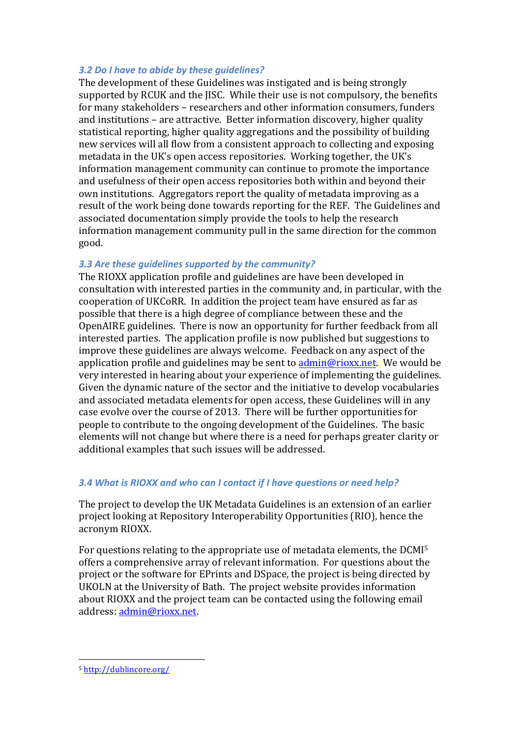### *3.2 Do I have to abide by these guidelines?*

The development of these Guidelines was instigated and is being strongly supported by RCUK and the JISC. While their use is not compulsory, the benefits for many stakeholders – researchers and other information consumers, funders and institutions – are attractive. Better information discovery, higher quality statistical reporting, higher quality aggregations and the possibility of building new services will all flow from a consistent approach to collecting and exposing metadata in the UK's open access repositories. Working together, the UK's information management community can continue to promote the importance and usefulness of their open access repositories both within and beyond their own institutions. Aggregators report the quality of metadata improving as a result of the work being done towards reporting for the REF. The Guidelines and associated documentation simply provide the tools to help the research information management community pull in the same direction for the common good.

### *3.3 Are these guidelines supported by the community?*

The RIOXX application profile and guidelines are have been developed in consultation with interested parties in the community and, in particular, with the cooperation of UKCoRR. In addition the project team have ensured as far as possible that there is a high degree of compliance between these and the OpenAIRE guidelines. There is now an opportunity for further feedback from all interested parties. The application profile is now published but suggestions to improve these guidelines are always welcome. Feedback on any aspect of the application profile and guidelines may be sent to admin@rioxx.net. We would be very interested in hearing about your experience of implementing the guidelines. Given the dynamic nature of the sector and the initiative to develop vocabularies and associated metadata elements for open access, these Guidelines will in any case evolve over the course of 2013. There will be further opportunities for people to contribute to the ongoing development of the Guidelines. The basic elements will not change but where there is a need for perhaps greater clarity or additional examples that such issues will be addressed.

### *3.4 What is RIOXX and who can I contact if I have questions or need help?*

The project to develop the UK Metadata Guidelines is an extension of an earlier project looking at Repository Interoperability Opportunities (RIO), hence the acronym RIOXX.

For questions relating to the appropriate use of metadata elements, the DCMI[5] offers a comprehensive array of relevant information. For questions about the project or the software for EPrints and DSpace, the project is being directed by UKOLN at the University of Bath. The project website provides information about RIOXX and the project team can be contacted using the following email address: admin@rioxx.net.

[5] http://dublincore.org/